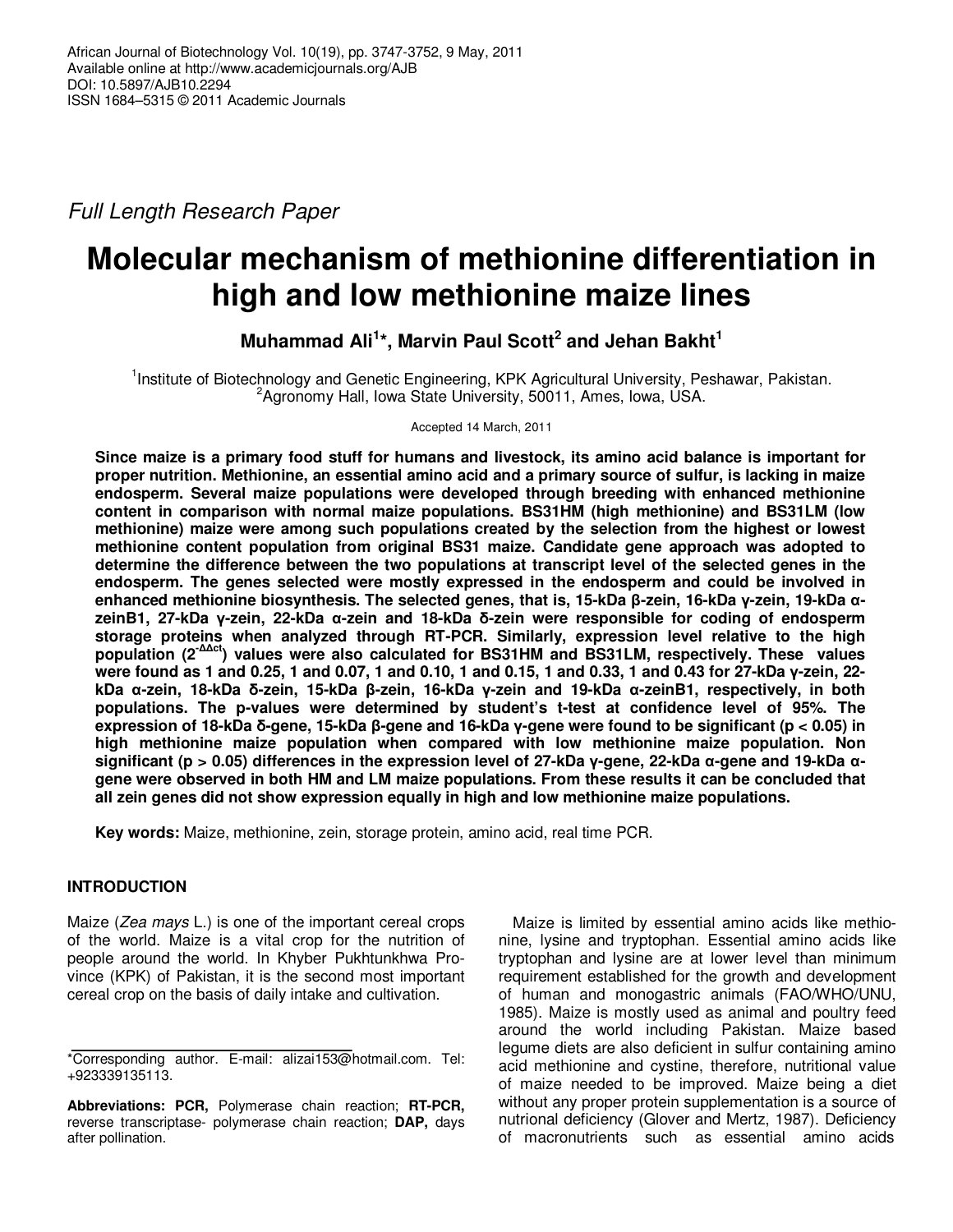African Journal of Biotechnology Vol. 10(19), pp. 3747-3752, 9 May, 2011
Available online at http://www.academicjournals.org/AJB
DOI: 10.5897/AJB10.2294
ISSN 1684–5315 © 2011 Academic Journals

*Full Length Research Paper*

# Molecular mechanism of methionine differentiation in high and low methionine maize lines

**Muhammad Ali[1]*, Marvin Paul Scott[2] and Jehan Bakht[1]**

[1]Institute of Biotechnology and Genetic Engineering, KPK Agricultural University, Peshawar, Pakistan.
[2]Agronomy Hall, Iowa State University, 50011, Ames, Iowa, USA.

Accepted 14 March, 2011

**Since maize is a primary food stuff for humans and livestock, its amino acid balance is important for proper nutrition. Methionine, an essential amino acid and a primary source of sulfur, is lacking in maize endosperm. Several maize populations were developed through breeding with enhanced methionine content in comparison with normal maize populations. BS31HM (high methionine) and BS31LM (low methionine) maize were among such populations created by the selection from the highest or lowest methionine content population from original BS31 maize. Candidate gene approach was adopted to determine the difference between the two populations at transcript level of the selected genes in the endosperm. The genes selected were mostly expressed in the endosperm and could be involved in enhanced methionine biosynthesis. The selected genes, that is, 15-kDa β-zein, 16-kDa γ-zein, 19-kDa α-zeinB1, 27-kDa γ-zein, 22-kDa α-zein and 18-kDa δ-zein were responsible for coding of endosperm storage proteins when analyzed through RT-PCR. Similarly, expression level relative to the high population ($2^{-\Delta\Delta ct}$) values were also calculated for BS31HM and BS31LM, respectively. These values were found as 1 and 0.25, 1 and 0.07, 1 and 0.10, 1 and 0.15, 1 and 0.33, 1 and 0.43 for 27-kDa γ-zein, 22-kDa α-zein, 18-kDa δ-zein, 15-kDa β-zein, 16-kDa γ-zein and 19-kDa α-zeinB1, respectively, in both populations. The p-values were determined by student's t-test at confidence level of 95%. The expression of 18-kDa δ-gene, 15-kDa β-gene and 16-kDa γ-gene were found to be significant ($p < 0.05$) in high methionine maize population when compared with low methionine maize population. Non significant ($p > 0.05$) differences in the expression level of 27-kDa γ-gene, 22-kDa α-gene and 19-kDa α-gene were observed in both HM and LM maize populations. From these results it can be concluded that all zein genes did not show expression equally in high and low methionine maize populations.**

**Key words:** Maize, methionine, zein, storage protein, amino acid, real time PCR.

## INTRODUCTION

Maize (*Zea mays* L.) is one of the important cereal crops of the world. Maize is a vital crop for the nutrition of people around the world. In Khyber Pukhtunkhwa Province (KPK) of Pakistan, it is the second most important cereal crop on the basis of daily intake and cultivation.

Maize is limited by essential amino acids like methionine, lysine and tryptophan. Essential amino acids like tryptophan and lysine are at lower level than minimum requirement established for the growth and development of human and monogastric animals (FAO/WHO/UNU, 1985). Maize is mostly used as animal and poultry feed around the world including Pakistan. Maize based legume diets are also deficient in sulfur containing amino acid methionine and cystine, therefore, nutritional value of maize needed to be improved. Maize being a diet without any proper protein supplementation is a source of nutronal deficiency (Glover and Mertz, 1987). Deficiency of macronutrients such as essential amino acids

*Corresponding author. E-mail: alizai153@hotmail.com. Tel: +923339135113.

**Abbreviations: PCR,** Polymerase chain reaction; **RT-PCR,** reverse transcriptase- polymerase chain reaction; **DAP,** days after pollination.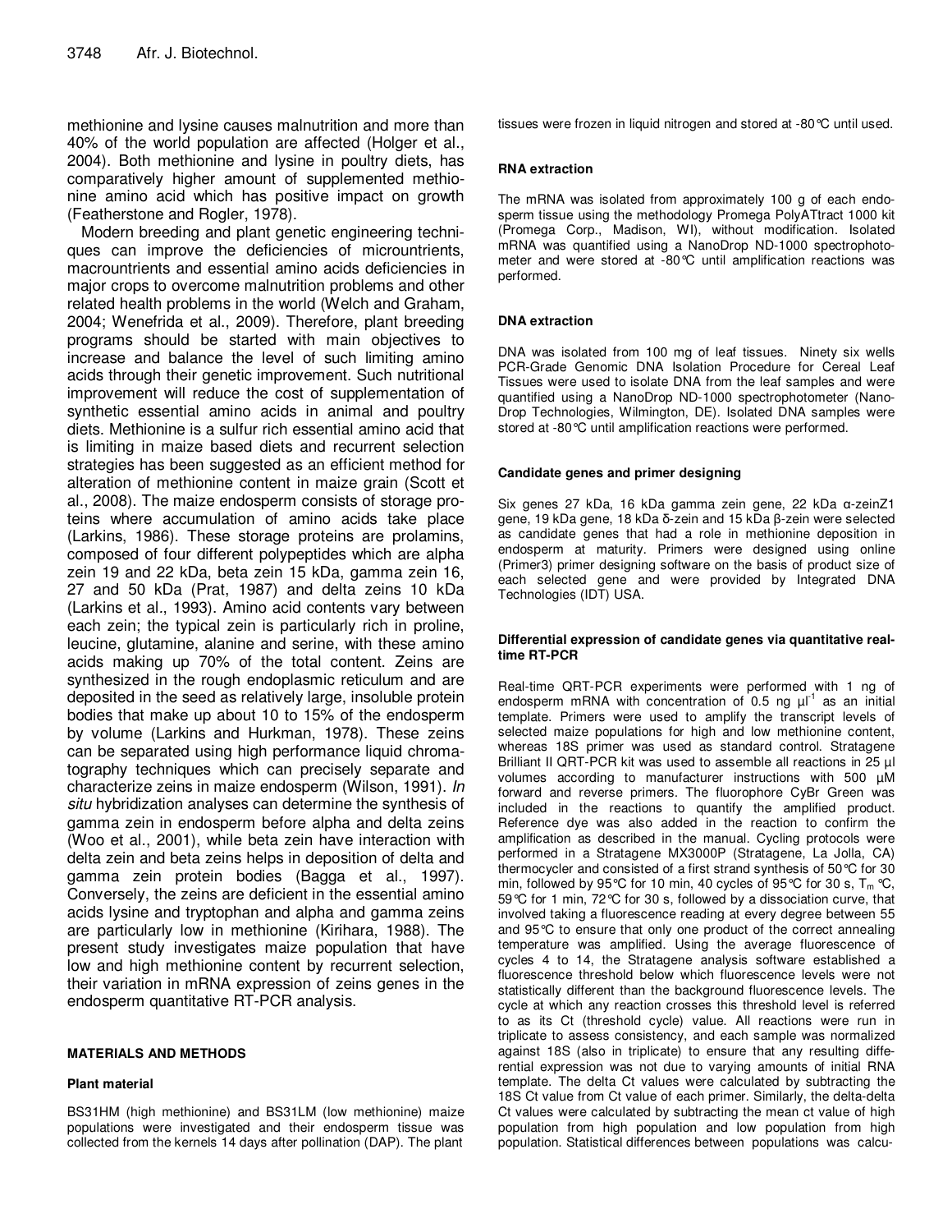methionine and lysine causes malnutrition and more than 40% of the world population are affected (Holger et al., 2004). Both methionine and lysine in poultry diets, has comparatively higher amount of supplemented methionine amino acid which has positive impact on growth (Featherstone and Rogler, 1978).

Modern breeding and plant genetic engineering techniques can improve the deficiencies of micrountrients, macrountrients and essential amino acids deficiencies in major crops to overcome malnutrition problems and other related health problems in the world (Welch and Graham, 2004; Wenefrida et al., 2009). Therefore, plant breeding programs should be started with main objectives to increase and balance the level of such limiting amino acids through their genetic improvement. Such nutritional improvement will reduce the cost of supplementation of synthetic essential amino acids in animal and poultry diets. Methionine is a sulfur rich essential amino acid that is limiting in maize based diets and recurrent selection strategies has been suggested as an efficient method for alteration of methionine content in maize grain (Scott et al., 2008). The maize endosperm consists of storage proteins where accumulation of amino acids take place (Larkins, 1986). These storage proteins are prolamins, composed of four different polypeptides which are alpha zein 19 and 22 kDa, beta zein 15 kDa, gamma zein 16, 27 and 50 kDa (Prat, 1987) and delta zeins 10 kDa (Larkins et al., 1993). Amino acid contents vary between each zein; the typical zein is particularly rich in proline, leucine, glutamine, alanine and serine, with these amino acids making up 70% of the total content. Zeins are synthesized in the rough endoplasmic reticulum and are deposited in the seed as relatively large, insoluble protein bodies that make up about 10 to 15% of the endosperm by volume (Larkins and Hurkman, 1978). These zeins can be separated using high performance liquid chromatography techniques which can precisely separate and characterize zeins in maize endosperm (Wilson, 1991). *In situ* hybridization analyses can determine the synthesis of gamma zein in endosperm before alpha and delta zeins (Woo et al., 2001), while beta zein have interaction with delta zein and beta zeins helps in deposition of delta and gamma zein protein bodies (Bagga et al., 1997). Conversely, the zeins are deficient in the essential amino acids lysine and tryptophan and alpha and gamma zeins are particularly low in methionine (Kirihara, 1988). The present study investigates maize population that have low and high methionine content by recurrent selection, their variation in mRNA expression of zeins genes in the endosperm quantitative RT-PCR analysis.

## MATERIALS AND METHODS

### Plant material

BS31HM (high methionine) and BS31LM (low methionine) maize populations were investigated and their endosperm tissue was collected from the kernels 14 days after pollination (DAP). The plant tissues were frozen in liquid nitrogen and stored at -80°C until used.

### RNA extraction

The mRNA was isolated from approximately 100 g of each endosperm tissue using the methodology Promega PolyATtract 1000 kit (Promega Corp., Madison, WI), without modification. Isolated mRNA was quantified using a NanoDrop ND-1000 spectrophotometer and were stored at -80°C until amplification reactions was performed.

### DNA extraction

DNA was isolated from 100 mg of leaf tissues. Ninety six wells PCR-Grade Genomic DNA Isolation Procedure for Cereal Leaf Tissues were used to isolate DNA from the leaf samples and were quantified using a NanoDrop ND-1000 spectrophotometer (NanoDrop Technologies, Wilmington, DE). Isolated DNA samples were stored at -80°C until amplification reactions were performed.

### Candidate genes and primer designing

Six genes 27 kDa, 16 kDa gamma zein gene, 22 kDa α-zeinZ1 gene, 19 kDa gene, 18 kDa δ-zein and 15 kDa β-zein were selected as candidate genes that had a role in methionine deposition in endosperm at maturity. Primers were designed using online (Primer3) primer designing software on the basis of product size of each selected gene and were provided by Integrated DNA Technologies (IDT) USA.

### Differential expression of candidate genes via quantitative real-time RT-PCR

Real-time QRT-PCR experiments were performed with 1 ng of endosperm mRNA with concentration of 0.5 ng $\mu l^{-1}$ as an initial template. Primers were used to amplify the transcript levels of selected maize populations for high and low methionine content, whereas 18S primer was used as standard control. Stratagene Brilliant II QRT-PCR kit was used to assemble all reactions in 25 µl volumes according to manufacturer instructions with 500 µM forward and reverse primers. The fluorophore CyBr Green was included in the reactions to quantify the amplified product. Reference dye was also added in the reaction to confirm the amplification as described in the manual. Cycling protocols were performed in a Stratagene MX3000P (Stratagene, La Jolla, CA) thermocycler and consisted of a first strand synthesis of 50°C for 30 min, followed by 95°C for 10 min, 40 cycles of 95°C for 30 s, $T_m$ °C, 59°C for 1 min, 72°C for 30 s, followed by a dissociation curve, that involved taking a fluorescence reading at every degree between 55 and 95°C to ensure that only one product of the correct annealing temperature was amplified. Using the average fluorescence of cycles 4 to 14, the Stratagene analysis software established a fluorescence threshold below which fluorescence levels were not statistically different than the background fluorescence levels. The cycle at which any reaction crosses this threshold level is referred to as its Ct (threshold cycle) value. All reactions were run in triplicate to assess consistency, and each sample was normalized against 18S (also in triplicate) to ensure that any resulting differential expression was not due to varying amounts of initial RNA template. The delta Ct values were calculated by subtracting the 18S Ct value from Ct value of each primer. Similarly, the delta-delta Ct values were calculated by subtracting the mean ct value of high population from high population and low population from high population. Statistical differences between populations was calcu-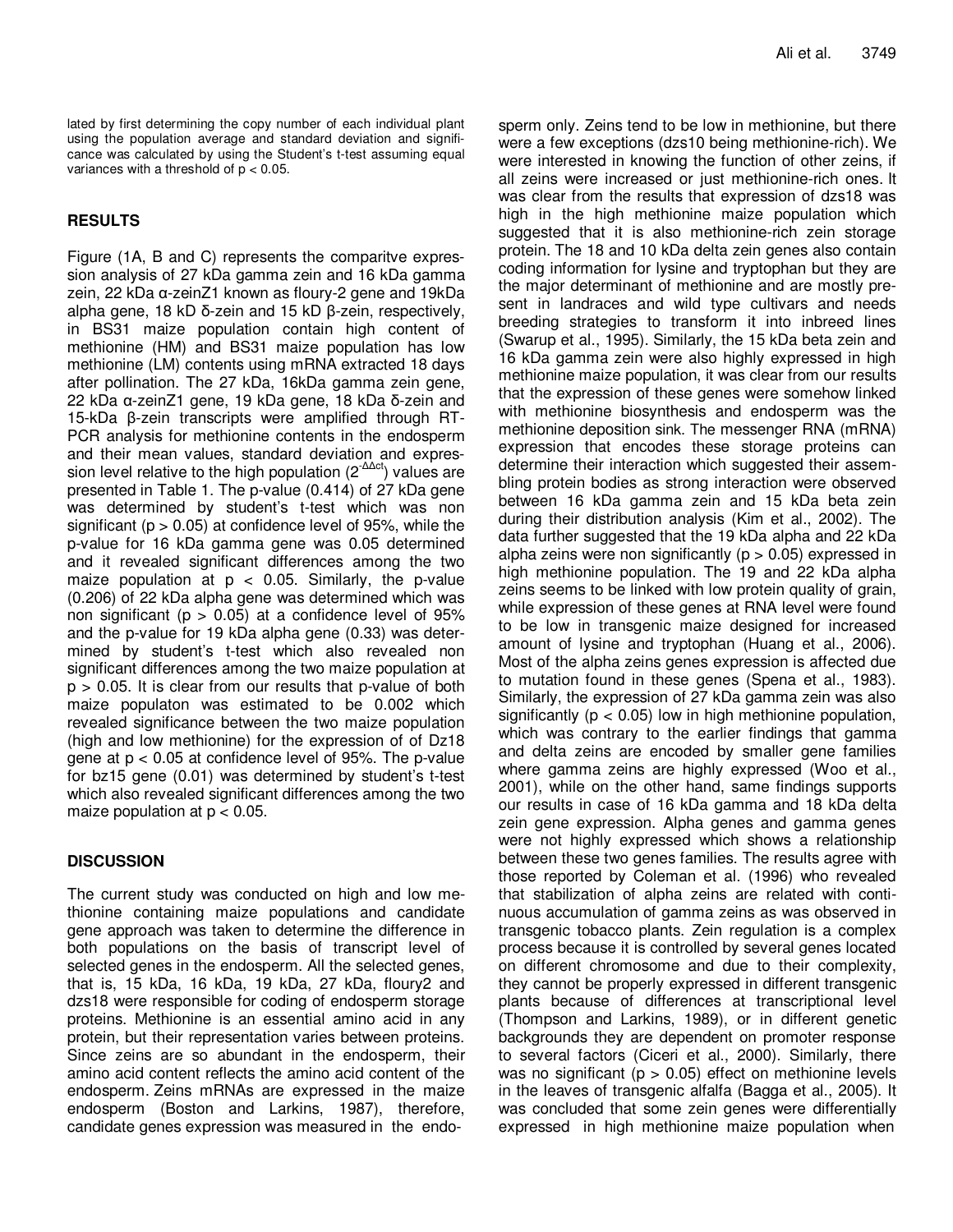lated by first determining the copy number of each individual plant using the population average and standard deviation and significance was calculated by using the Student's t-test assuming equal variances with a threshold of $p < 0.05$.

## RESULTS

Figure (1A, B and C) represents the comparitve expression analysis of 27 kDa gamma zein and 16 kDa gamma zein, 22 kDa α-zeinZ1 known as floury-2 gene and 19kDa alpha gene, 18 kD δ-zein and 15 kD β-zein, respectively, in BS31 maize population contain high content of methionine (HM) and BS31 maize population has low methionine (LM) contents using mRNA extracted 18 days after pollination. The 27 kDa, 16kDa gamma zein gene, 22 kDa α-zeinZ1 gene, 19 kDa gene, 18 kDa δ-zein and 15-kDa β-zein transcripts were amplified through RT-PCR analysis for methionine contents in the endosperm and their mean values, standard deviation and expression level relative to the high population ($2^{-\Delta\Delta ct}$) values are presented in Table 1. The p-value (0.414) of 27 kDa gene was determined by student's t-test which was non significant ($p > 0.05$) at confidence level of 95%, while the p-value for 16 kDa gamma gene was 0.05 determined and it revealed significant differences among the two maize population at $p < 0.05$. Similarly, the p-value (0.206) of 22 kDa alpha gene was determined which was non significant ($p > 0.05$) at a confidence level of 95% and the p-value for 19 kDa alpha gene (0.33) was determined by student's t-test which also revealed non significant differences among the two maize population at $p > 0.05$. It is clear from our results that p-value of both maize populaton was estimated to be 0.002 which revealed significance between the two maize population (high and low methionine) for the expression of of Dz18 gene at $p < 0.05$ at confidence level of 95%. The p-value for bz15 gene (0.01) was determined by student's t-test which also revealed significant differences among the two maize population at $p < 0.05$.

## DISCUSSION

The current study was conducted on high and low methionine containing maize populations and candidate gene approach was taken to determine the difference in both populations on the basis of transcript level of selected genes in the endosperm. All the selected genes, that is, 15 kDa, 16 kDa, 19 kDa, 27 kDa, floury2 and dzs18 were responsible for coding of endosperm storage proteins. Methionine is an essential amino acid in any protein, but their representation varies between proteins. Since zeins are so abundant in the endosperm, their amino acid content reflects the amino acid content of the endosperm. Zeins mRNAs are expressed in the maize endosperm (Boston and Larkins, 1987), therefore, candidate genes expression was measured in the endosperm only. Zeins tend to be low in methionine, but there were a few exceptions (dzs10 being methionine-rich). We were interested in knowing the function of other zeins, if all zeins were increased or just methionine-rich ones. It was clear from the results that expression of dzs18 was high in the high methionine maize population which suggested that it is also methionine-rich zein storage protein. The 18 and 10 kDa delta zein genes also contain coding information for lysine and tryptophan but they are the major determinant of methionine and are mostly present in landraces and wild type cultivars and needs breeding strategies to transform it into inbreed lines (Swarup et al., 1995). Similarly, the 15 kDa beta zein and 16 kDa gamma zein were also highly expressed in high methionine maize population, it was clear from our results that the expression of these genes were somehow linked with methionine biosynthesis and endosperm was the methionine deposition sink. The messenger RNA (mRNA) expression that encodes these storage proteins can determine their interaction which suggested their assembling protein bodies as strong interaction were observed between 16 kDa gamma zein and 15 kDa beta zein during their distribution analysis (Kim et al., 2002). The data further suggested that the 19 kDa alpha and 22 kDa alpha zeins were non significantly ($p > 0.05$) expressed in high methionine population. The 19 and 22 kDa alpha zeins seems to be linked with low protein quality of grain, while expression of these genes at RNA level were found to be low in transgenic maize designed for increased amount of lysine and tryptophan (Huang et al., 2006). Most of the alpha zeins genes expression is affected due to mutation found in these genes (Spena et al., 1983). Similarly, the expression of 27 kDa gamma zein was also significantly ($p < 0.05$) low in high methionine population, which was contrary to the earlier findings that gamma and delta zeins are encoded by smaller gene families where gamma zeins are highly expressed (Woo et al., 2001), while on the other hand, same findings supports our results in case of 16 kDa gamma and 18 kDa delta zein gene expression. Alpha genes and gamma genes were not highly expressed which shows a relationship between these two genes families. The results agree with those reported by Coleman et al. (1996) who revealed that stabilization of alpha zeins are related with continuous accumulation of gamma zeins as was observed in transgenic tobacco plants. Zein regulation is a complex process because it is controlled by several genes located on different chromosome and due to their complexity, they cannot be properly expressed in different transgenic plants because of differences at transcriptional level (Thompson and Larkins, 1989), or in different genetic backgrounds they are dependent on promoter response to several factors (Ciceri et al., 2000). Similarly, there was no significant ($p > 0.05$) effect on methionine levels in the leaves of transgenic alfalfa (Bagga et al., 2005). It was concluded that some zein genes were differentially expressed in high methionine maize population when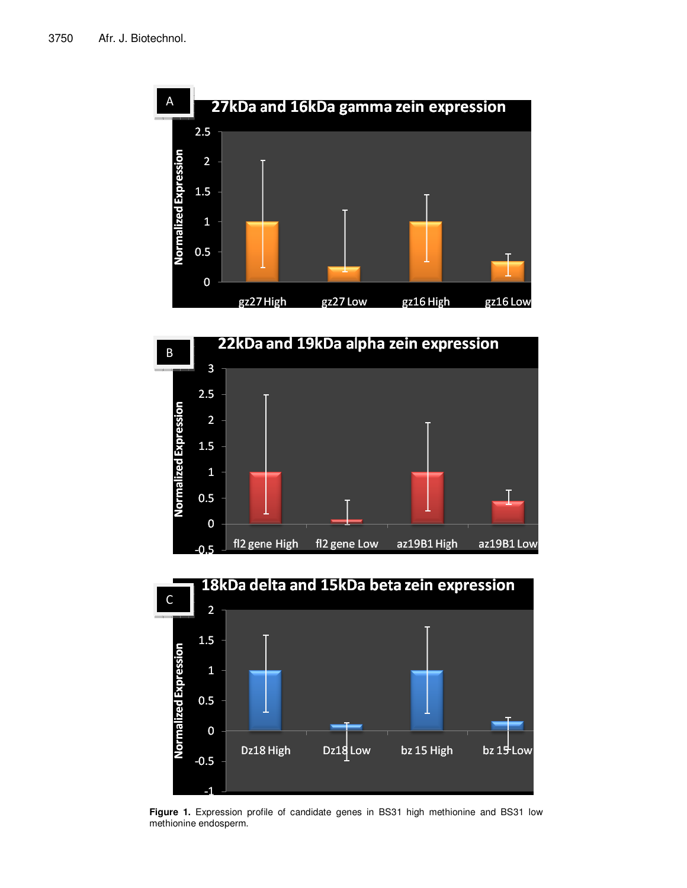A

27kDa and 16kDa gamma zein expression

Normalized Expression

2.5
2
1.5
1
0.5
0

gz27 High
gz27 Low
gz16 High
gz16 Low

B

22kDa and 19kDa alpha zein expression

Normalized Expression

3
2.5
2
1.5
1
0.5
0
-0.5

fl2 gene High
fl2 gene Low
az19B1 High
az19B1 Low

C

18kDa delta and 15kDa beta zein expression

Normalized Expression

2
1.5
1
0.5
0
-0.5
-1

Dz18 High
Dz18 Low
bz 15 High
bz 15 Low

**Figure 1.** Expression profile of candidate genes in BS31 high methionine and BS31 low methionine endosperm.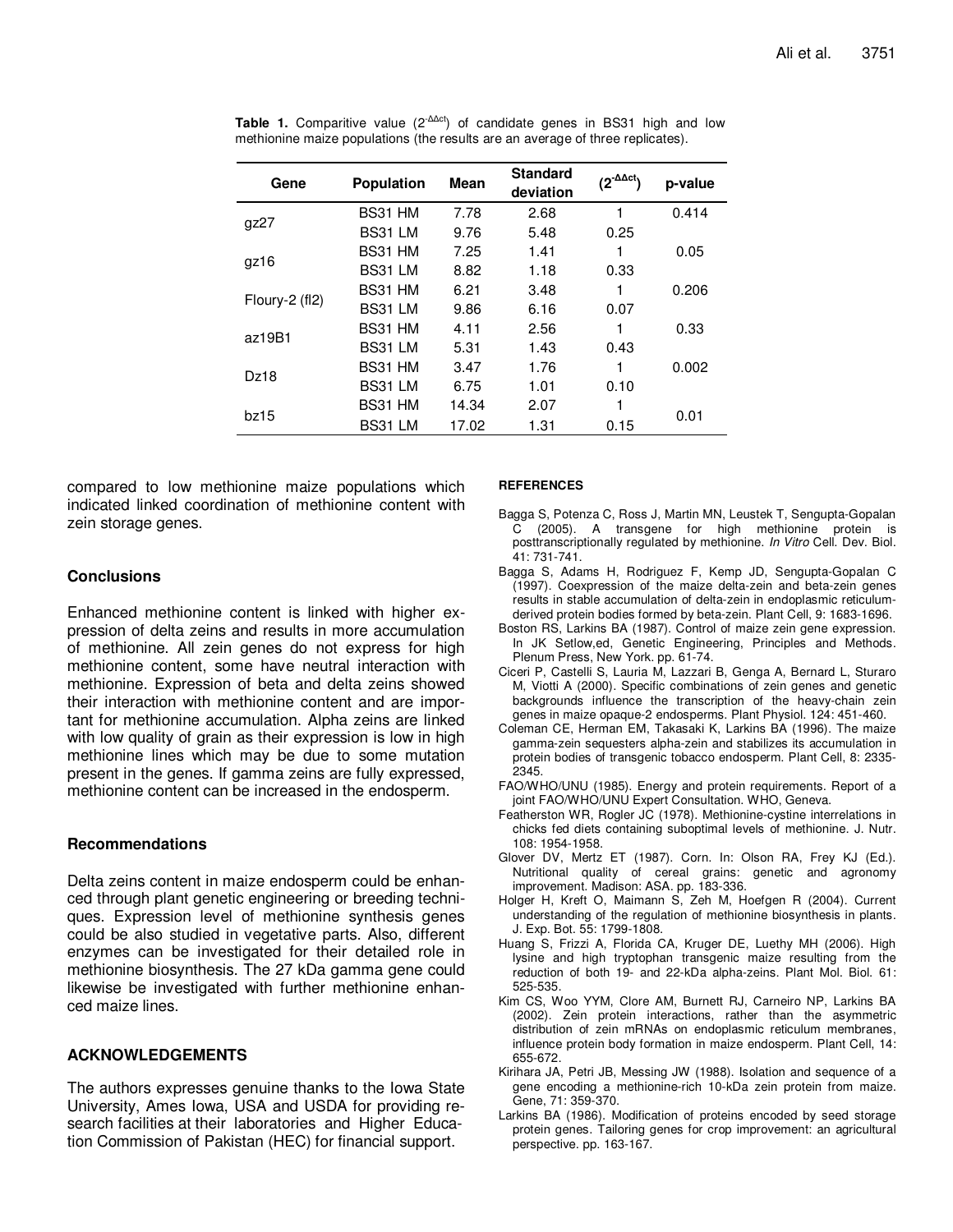**Table 1.** Comparitive value ($2^{-\Delta\Delta ct}$) of candidate genes in BS31 high and low methionine maize populations (the results are an average of three replicates).

| Gene | Population | Mean | Standard deviation | ($2^{-\Delta\Delta ct}$) | p-value |
|---|---|---|---|---|---|
| gz27 | BS31 HM | 7.78 | 2.68 | 1 | 0.414 |
| | BS31 LM | 9.76 | 5.48 | 0.25 | |
| gz16 | BS31 HM | 7.25 | 1.41 | 1 | 0.05 |
| | BS31 LM | 8.82 | 1.18 | 0.33 | |
| Floury-2 (fl2) | BS31 HM | 6.21 | 3.48 | 1 | 0.206 |
| | BS31 LM | 9.86 | 6.16 | 0.07 | |
| az19B1 | BS31 HM | 4.11 | 2.56 | 1 | 0.33 |
| | BS31 LM | 5.31 | 1.43 | 0.43 | |
| Dz18 | BS31 HM | 3.47 | 1.76 | 1 | 0.002 |
| | BS31 LM | 6.75 | 1.01 | 0.10 | |
| bz15 | BS31 HM | 14.34 | 2.07 | 1 | 0.01 |
| | BS31 LM | 17.02 | 1.31 | 0.15 | |

compared to low methionine maize populations which indicated linked coordination of methionine content with zein storage genes.

## Conclusions

Enhanced methionine content is linked with higher expression of delta zeins and results in more accumulation of methionine. All zein genes do not express for high methionine content, some have neutral interaction with methionine. Expression of beta and delta zeins showed their interaction with methionine content and are important for methionine accumulation. Alpha zeins are linked with low quality of grain as their expression is low in high methionine lines which may be due to some mutation present in the genes. If gamma zeins are fully expressed, methionine content can be increased in the endosperm.

## Recommendations

Delta zeins content in maize endosperm could be enhanced through plant genetic engineering or breeding techniques. Expression level of methionine synthesis genes could be also studied in vegetative parts. Also, different enzymes can be investigated for their detailed role in methionine biosynthesis. The 27 kDa gamma gene could likewise be investigated with further methionine enhanced maize lines.

## ACKNOWLEDGEMENTS

The authors expresses genuine thanks to the Iowa State University, Ames Iowa, USA and USDA for providing research facilities at their laboratories and Higher Education Commission of Pakistan (HEC) for financial support.

## REFERENCES

Bagga S, Potenza C, Ross J, Martin MN, Leustek T, Sengupta-Gopalan C (2005). A transgene for high methionine protein is posttranscriptionally regulated by methionine. *In Vitro* Cell. Dev. Biol. 41: 731-741.

Bagga S, Adams H, Rodriguez F, Kemp JD, Sengupta-Gopalan C (1997). Coexpression of the maize delta-zein and beta-zein genes results in stable accumulation of delta-zein in endoplasmic reticulum-derived protein bodies formed by beta-zein. Plant Cell, 9: 1683-1696.

Boston RS, Larkins BA (1987). Control of maize zein gene expression. In JK Setlow,ed, Genetic Engineering, Principles and Methods. Plenum Press, New York. pp. 61-74.

Ciceri P, Castelli S, Lauria M, Lazzari B, Genga A, Bernard L, Sturaro M, Viotti A (2000). Specific combinations of zein genes and genetic backgrounds influence the transcription of the heavy-chain zein genes in maize opaque-2 endosperms. Plant Physiol. 124: 451-460.

Coleman CE, Herman EM, Takasaki K, Larkins BA (1996). The maize gamma-zein sequesters alpha-zein and stabilizes its accumulation in protein bodies of transgenic tobacco endosperm. Plant Cell, 8: 2335-2345.

FAO/WHO/UNU (1985). Energy and protein requirements. Report of a joint FAO/WHO/UNU Expert Consultation. WHO, Geneva.

Featherston WR, Rogler JC (1978). Methionine-cystine interrelations in chicks fed diets containing suboptimal levels of methionine. J. Nutr. 108: 1954-1958.

Glover DV, Mertz ET (1987). Corn. In: Olson RA, Frey KJ (Ed.). Nutritional quality of cereal grains: genetic and agronomy improvement. Madison: ASA. pp. 183-336.

Holger H, Kreft O, Maimann S, Zeh M, Hoefgen R (2004). Current understanding of the regulation of methionine biosynthesis in plants. J. Exp. Bot. 55: 1799-1808.

Huang S, Frizzi A, Florida CA, Kruger DE, Luethy MH (2006). High lysine and high tryptophan transgenic maize resulting from the reduction of both 19- and 22-kDa alpha-zeins. Plant Mol. Biol. 61: 525-535.

Kim CS, Woo YYM, Clore AM, Burnett RJ, Carneiro NP, Larkins BA (2002). Zein protein interactions, rather than the asymmetric distribution of zein mRNAs on endoplasmic reticulum membranes, influence protein body formation in maize endosperm. Plant Cell, 14: 655-672.

Kirihara JA, Petri JB, Messing JW (1988). Isolation and sequence of a gene encoding a methionine-rich 10-kDa zein protein from maize. Gene, 71: 359-370.

Larkins BA (1986). Modification of proteins encoded by seed storage protein genes. Tailoring genes for crop improvement: an agricultural perspective. pp. 163-167.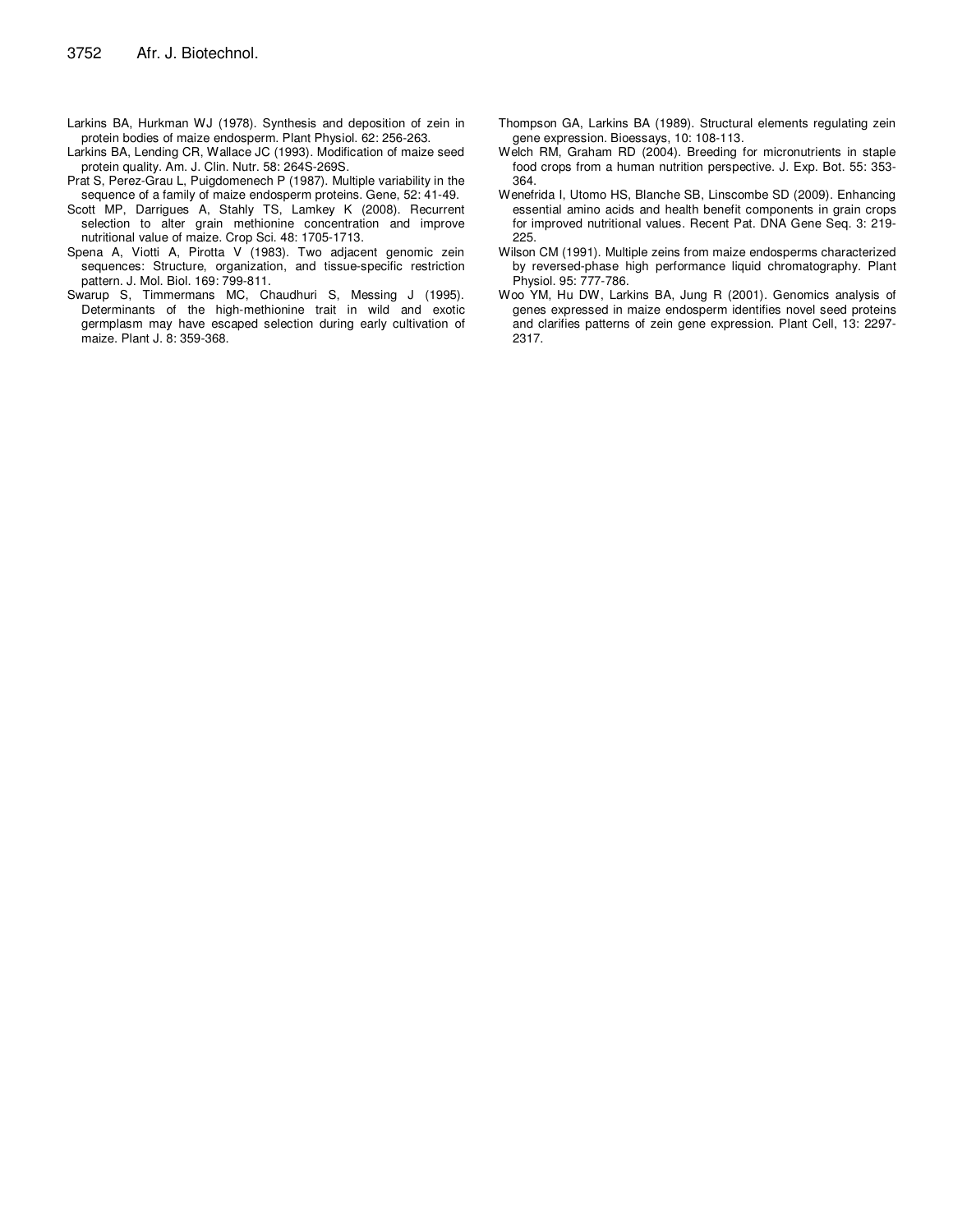Larkins BA, Hurkman WJ (1978). Synthesis and deposition of zein in protein bodies of maize endosperm. Plant Physiol. 62: 256-263.

Larkins BA, Lending CR, Wallace JC (1993). Modification of maize seed protein quality. Am. J. Clin. Nutr. 58: 264S-269S.

Prat S, Perez-Grau L, Puigdomenech P (1987). Multiple variability in the sequence of a family of maize endosperm proteins. Gene, 52: 41-49.

Scott MP, Darrigues A, Stahly TS, Lamkey K (2008). Recurrent selection to alter grain methionine concentration and improve nutritional value of maize. Crop Sci. 48: 1705-1713.

Spena A, Viotti A, Pirotta V (1983). Two adjacent genomic zein sequences: Structure, organization, and tissue-specific restriction pattern. J. Mol. Biol. 169: 799-811.

Swarup S, Timmermans MC, Chaudhuri S, Messing J (1995). Determinants of the high-methionine trait in wild and exotic germplasm may have escaped selection during early cultivation of maize. Plant J. 8: 359-368.

Thompson GA, Larkins BA (1989). Structural elements regulating zein gene expression. Bioessays, 10: 108-113.

Welch RM, Graham RD (2004). Breeding for micronutrients in staple food crops from a human nutrition perspective. J. Exp. Bot. 55: 353-364.

Wenefrida I, Utomo HS, Blanche SB, Linscombe SD (2009). Enhancing essential amino acids and health benefit components in grain crops for improved nutritional values. Recent Pat. DNA Gene Seq. 3: 219-225.

Wilson CM (1991). Multiple zeins from maize endosperms characterized by reversed-phase high performance liquid chromatography. Plant Physiol. 95: 777-786.

Woo YM, Hu DW, Larkins BA, Jung R (2001). Genomics analysis of genes expressed in maize endosperm identifies novel seed proteins and clarifies patterns of zein gene expression. Plant Cell, 13: 2297-2317.